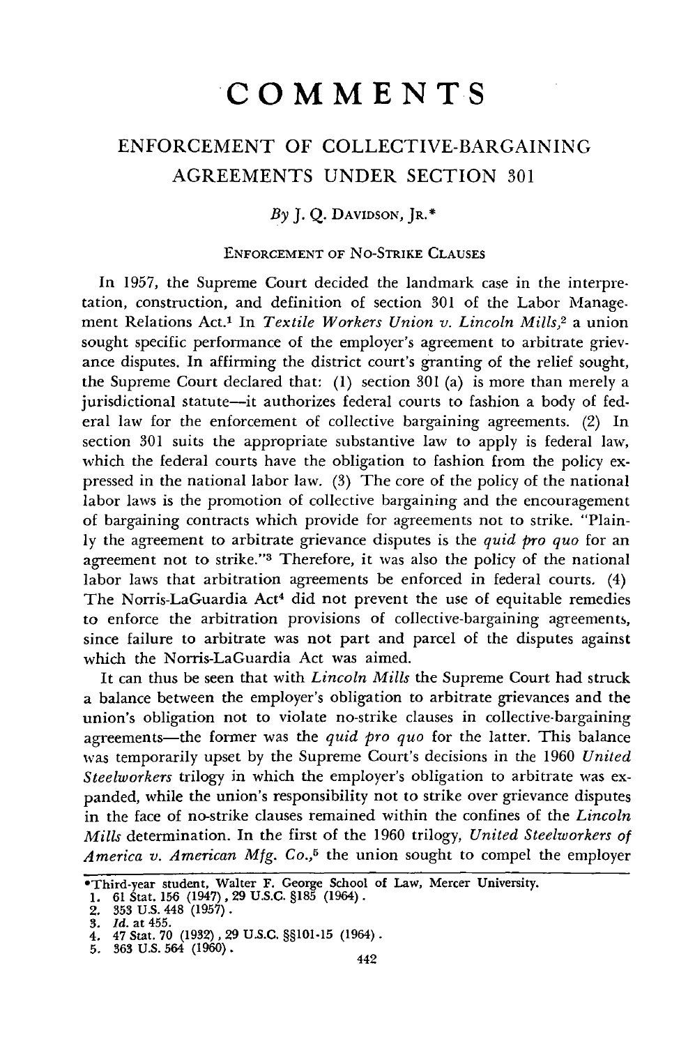# COMMENTS

## ENFORCEMENT OF COLLECTIVE-BARGAINING AGREEMENTS UNDER SECTION 301

*By* J. Q. DAVIDSON, JR.*

### ENFORCEMENT OF NO-STRIKE CLAUSES

In 1957, the Supreme Court decided the landmark case in the interpretation, construction, and definition of section 301 of the Labor Management Relations Act.[1] In *Textile Workers Union v. Lincoln Mills*,[2] a union sought specific performance of the employer's agreement to arbitrate grievance disputes. In affirming the district court's granting of the relief sought, the Supreme Court declared that: (1) section 301 (a) is more than merely a jurisdictional statute—it authorizes federal courts to fashion a body of federal law for the enforcement of collective bargaining agreements. (2) In section 301 suits the appropriate substantive law to apply is federal law, which the federal courts have the obligation to fashion from the policy expressed in the national labor law. (3) The core of the policy of the national labor laws is the promotion of collective bargaining and the encouragement of bargaining contracts which provide for agreements not to strike. "Plainly the agreement to arbitrate grievance disputes is the *quid pro quo* for an agreement not to strike."[3] Therefore, it was also the policy of the national labor laws that arbitration agreements be enforced in federal courts. (4) The Norris-LaGuardia Act[4] did not prevent the use of equitable remedies to enforce the arbitration provisions of collective-bargaining agreements, since failure to arbitrate was not part and parcel of the disputes against which the Norris-LaGuardia Act was aimed.

It can thus be seen that with *Lincoln Mills* the Supreme Court had struck a balance between the employer's obligation to arbitrate grievances and the union's obligation not to violate no-strike clauses in collective-bargaining agreements—the former was the *quid pro quo* for the latter. This balance was temporarily upset by the Supreme Court's decisions in the 1960 *United Steelworkers* trilogy in which the employer's obligation to arbitrate was expanded, while the union's responsibility not to strike over grievance disputes in the face of no-strike clauses remained within the confines of the *Lincoln Mills* determination. In the first of the 1960 trilogy, *United Steelworkers of America v. American Mfg. Co.*,[5] the union sought to compel the employer

---

*Third-year student, Walter F. George School of Law, Mercer University.
1. 61 Stat. 156 (1947), 29 U.S.C. §185 (1964).
2. 353 U.S. 448 (1957).
3. *Id.* at 455.
4. 47 Stat. 70 (1932), 29 U.S.C. §§101-15 (1964).
5. 363 U.S. 564 (1960).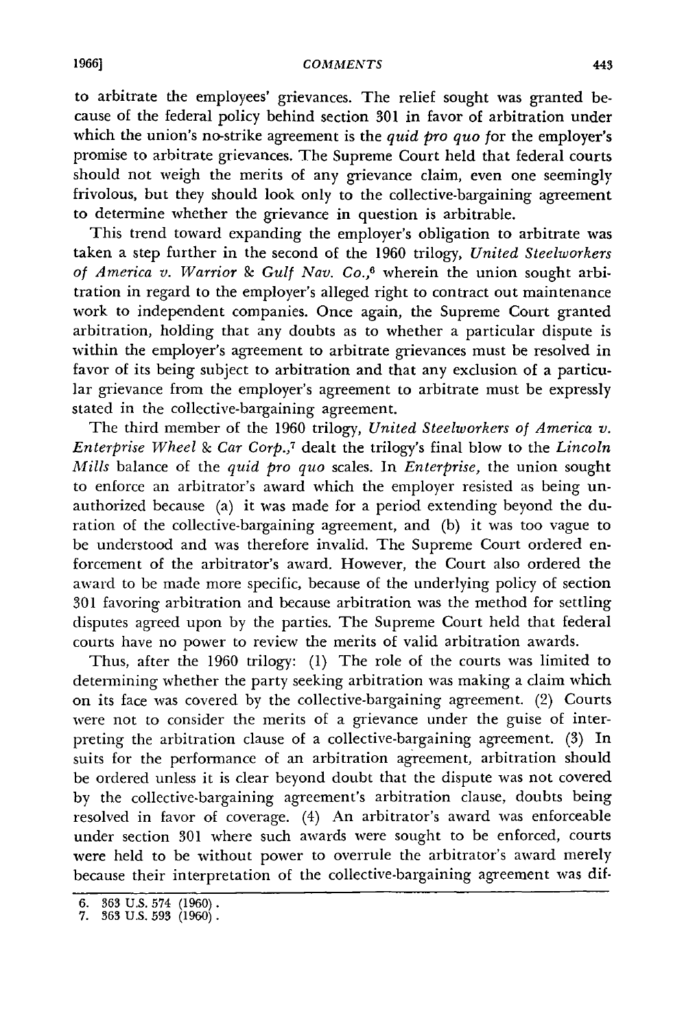to arbitrate the employees' grievances. The relief sought was granted because of the federal policy behind section 301 in favor of arbitration under which the union's no-strike agreement is the *quid pro quo* for the employer's promise to arbitrate grievances. The Supreme Court held that federal courts should not weigh the merits of any grievance claim, even one seemingly frivolous, but they should look only to the collective-bargaining agreement to determine whether the grievance in question is arbitrable.

This trend toward expanding the employer's obligation to arbitrate was taken a step further in the second of the 1960 trilogy, *United Steelworkers of America v. Warrior & Gulf Nav. Co.*,[6] wherein the union sought arbitration in regard to the employer's alleged right to contract out maintenance work to independent companies. Once again, the Supreme Court granted arbitration, holding that any doubts as to whether a particular dispute is within the employer's agreement to arbitrate grievances must be resolved in favor of its being subject to arbitration and that any exclusion of a particular grievance from the employer's agreement to arbitrate must be expressly stated in the collective-bargaining agreement.

The third member of the 1960 trilogy, *United Steelworkers of America v. Enterprise Wheel & Car Corp.*,[7] dealt the trilogy's final blow to the *Lincoln Mills* balance of the *quid pro quo* scales. In *Enterprise*, the union sought to enforce an arbitrator's award which the employer resisted as being unauthorized because (a) it was made for a period extending beyond the duration of the collective-bargaining agreement, and (b) it was too vague to be understood and was therefore invalid. The Supreme Court ordered enforcement of the arbitrator's award. However, the Court also ordered the award to be made more specific, because of the underlying policy of section 301 favoring arbitration and because arbitration was the method for settling disputes agreed upon by the parties. The Supreme Court held that federal courts have no power to review the merits of valid arbitration awards.

Thus, after the 1960 trilogy: (1) The role of the courts was limited to determining whether the party seeking arbitration was making a claim which on its face was covered by the collective-bargaining agreement. (2) Courts were not to consider the merits of a grievance under the guise of interpreting the arbitration clause of a collective-bargaining agreement. (3) In suits for the performance of an arbitration agreement, arbitration should be ordered unless it is clear beyond doubt that the dispute was not covered by the collective-bargaining agreement's arbitration clause, doubts being resolved in favor of coverage. (4) An arbitrator's award was enforceable under section 301 where such awards were sought to be enforced, courts were held to be without power to overrule the arbitrator's award merely because their interpretation of the collective-bargaining agreement was dif-

---

6. 363 U.S. 574 (1960).
7. 363 U.S. 593 (1960).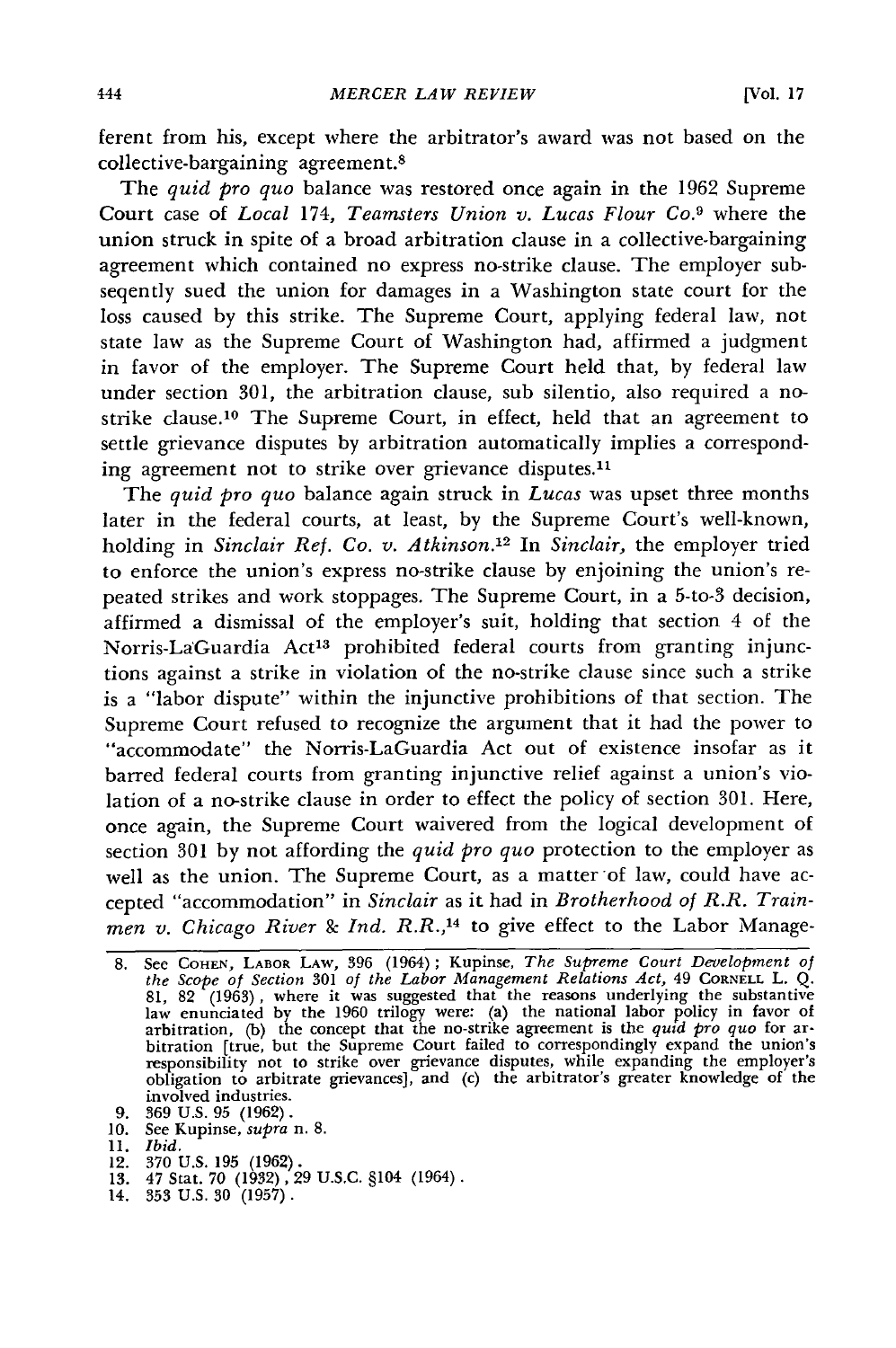ferent from his, except where the arbitrator's award was not based on the collective-bargaining agreement.[8]

The *quid pro quo* balance was restored once again in the 1962 Supreme Court case of *Local 174, Teamsters Union v. Lucas Flour Co.*[9] where the union struck in spite of a broad arbitration clause in a collective-bargaining agreement which contained no express no-strike clause. The employer subseqently sued the union for damages in a Washington state court for the loss caused by this strike. The Supreme Court, applying federal law, not state law as the Supreme Court of Washington had, affirmed a judgment in favor of the employer. The Supreme Court held that, by federal law under section 301, the arbitration clause, sub silentio, also required a no-strike clause.[10] The Supreme Court, in effect, held that an agreement to settle grievance disputes by arbitration automatically implies a corresponding agreement not to strike over grievance disputes.[11]

The *quid pro quo* balance again struck in *Lucas* was upset three months later in the federal courts, at least, by the Supreme Court's well-known, holding in *Sinclair Ref. Co. v. Atkinson*.[12] In *Sinclair*, the employer tried to enforce the union's express no-strike clause by enjoining the union's repeated strikes and work stoppages. The Supreme Court, in a 5-to-3 decision, affirmed a dismissal of the employer's suit, holding that section 4 of the Norris-LaGuardia Act[13] prohibited federal courts from granting injunctions against a strike in violation of the no-strike clause since such a strike is a "labor dispute" within the injunctive prohibitions of that section. The Supreme Court refused to recognize the argument that it had the power to "accommodate" the Norris-LaGuardia Act out of existence insofar as it barred federal courts from granting injunctive relief against a union's violation of a no-strike clause in order to effect the policy of section 301. Here, once again, the Supreme Court waivered from the logical development of section 301 by not affording the *quid pro quo* protection to the employer as well as the union. The Supreme Court, as a matter of law, could have accepted "accommodation" in *Sinclair* as it had in *Brotherhood of R.R. Trainmen v. Chicago River & Ind. R.R.*,[14] to give effect to the Labor Manage-

---

8. See COHEN, LABOR LAW, 396 (1964); Kupinse, *The Supreme Court Development of the Scope of Section 301 of the Labor Management Relations Act*, 49 CORNELL L. Q. 81, 82 (1963), where it was suggested that the reasons underlying the substantive law enunciated by the 1960 trilogy were: (a) the national labor policy in favor of arbitration, (b) the concept that the no-strike agreement is the *quid pro quo* for arbitration [true, but the Supreme Court failed to correspondingly expand the union's responsibility not to strike over grievance disputes, while expanding the employer's obligation to arbitrate grievances], and (c) the arbitrator's greater knowledge of the involved industries.
9. 369 U.S. 95 (1962).
10. See Kupinse, *supra* n. 8.
11. *Ibid.*
12. 370 U.S. 195 (1962).
13. 47 Stat. 70 (1932), 29 U.S.C. §104 (1964).
14. 353 U.S. 30 (1957).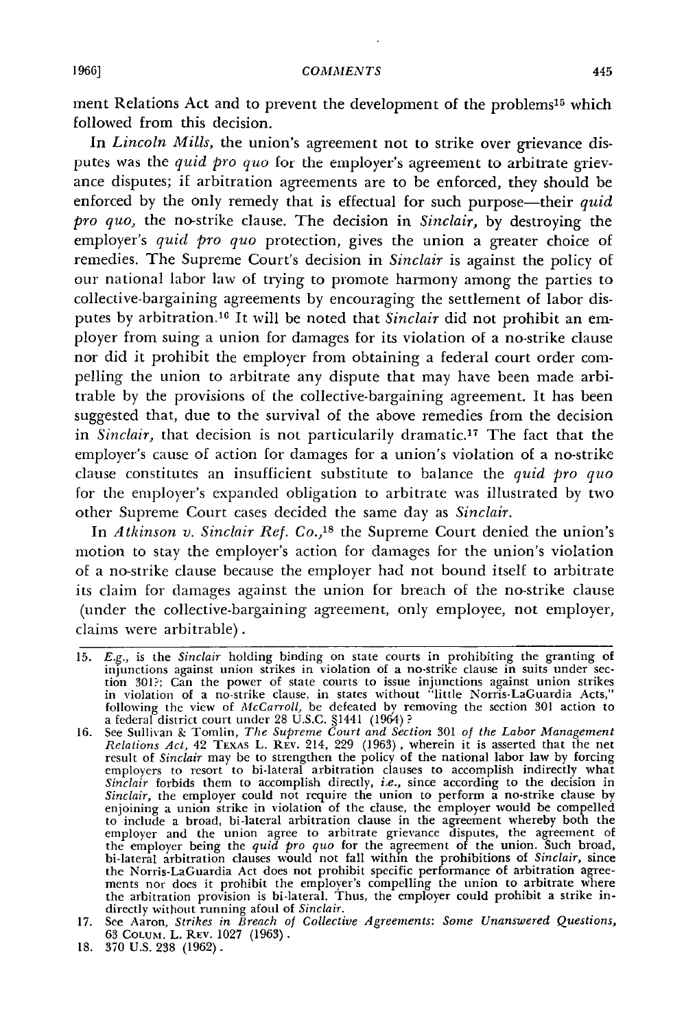ment Relations Act and to prevent the development of the problems[15] which followed from this decision.

In *Lincoln Mills,* the union's agreement not to strike over grievance disputes was the *quid pro quo* for the employer's agreement to arbitrate grievance disputes; if arbitration agreements are to be enforced, they should be enforced by the only remedy that is effectual for such purpose—their *quid pro quo,* the no-strike clause. The decision in *Sinclair,* by destroying the employer's *quid pro quo* protection, gives the union a greater choice of remedies. The Supreme Court's decision in *Sinclair* is against the policy of our national labor law of trying to promote harmony among the parties to collective-bargaining agreements by encouraging the settlement of labor disputes by arbitration.[16] It will be noted that *Sinclair* did not prohibit an employer from suing a union for damages for its violation of a no-strike clause nor did it prohibit the employer from obtaining a federal court order compelling the union to arbitrate any dispute that may have been made arbitrable by the provisions of the collective-bargaining agreement. It has been suggested that, due to the survival of the above remedies from the decision in *Sinclair,* that decision is not particularly dramatic.[17] The fact that the employer's cause of action for damages for a union's violation of a no-strike clause constitutes an insufficient substitute to balance the *quid pro quo* for the employer's expanded obligation to arbitrate was illustrated by two other Supreme Court cases decided the same day as *Sinclair.*

In *Atkinson v. Sinclair Ref. Co.,*[18] the Supreme Court denied the union's motion to stay the employer's action for damages for the union's violation of a no-strike clause because the employer had not bound itself to arbitrate its claim for damages against the union for breach of the no-strike clause (under the collective-bargaining agreement, only employee, not employer, claims were arbitrable).

---

15. *E.g.,* is the *Sinclair* holding binding on state courts in prohibiting the granting of injunctions against union strikes in violation of a no-strike clause in suits under section 301?; Can the power of state courts to issue injunctions against union strikes in violation of a no-strike clause, in states without "little Norris-LaGuardia Acts," following the view of *McCarroll,* be defeated by removing the section 301 action to a federal district court under 28 U.S.C. §1441 (1964)?

16. See Sullivan & Tomlin, *The Supreme Court and Section* 301 *of the Labor Management Relations Act,* 42 TEXAS L. REV. 214, 229 (1963), wherein it is asserted that the net result of *Sinclair* may be to strengthen the policy of the national labor law by forcing employers to resort to bi-lateral arbitration clauses to accomplish indirectly what *Sinclair* forbids them to accomplish directly, *i.e.,* since according to the decision in *Sinclair,* the employer could not require the union to perform a no-strike clause by enjoining a union strike in violation of the clause, the employer would be compelled to include a broad, bi-lateral arbitration clause in the agreement whereby both the employer and the union agree to arbitrate grievance disputes, the agreement of the employer being the *quid pro quo* for the agreement of the union. Such broad, bi-lateral arbitration clauses would not fall within the prohibitions of *Sinclair,* since the Norris-LaGuardia Act does not prohibit specific performance of arbitration agreements nor does it prohibit the employer's compelling the union to arbitrate where the arbitration provision is bi-lateral. Thus, the employer could prohibit a strike indirectly without running afoul of *Sinclair.*

17. See Aaron, *Strikes in Breach of Collective Agreements: Some Unanswered Questions,* 63 COLUM. L. REV. 1027 (1963).

18. 370 U.S. 238 (1962).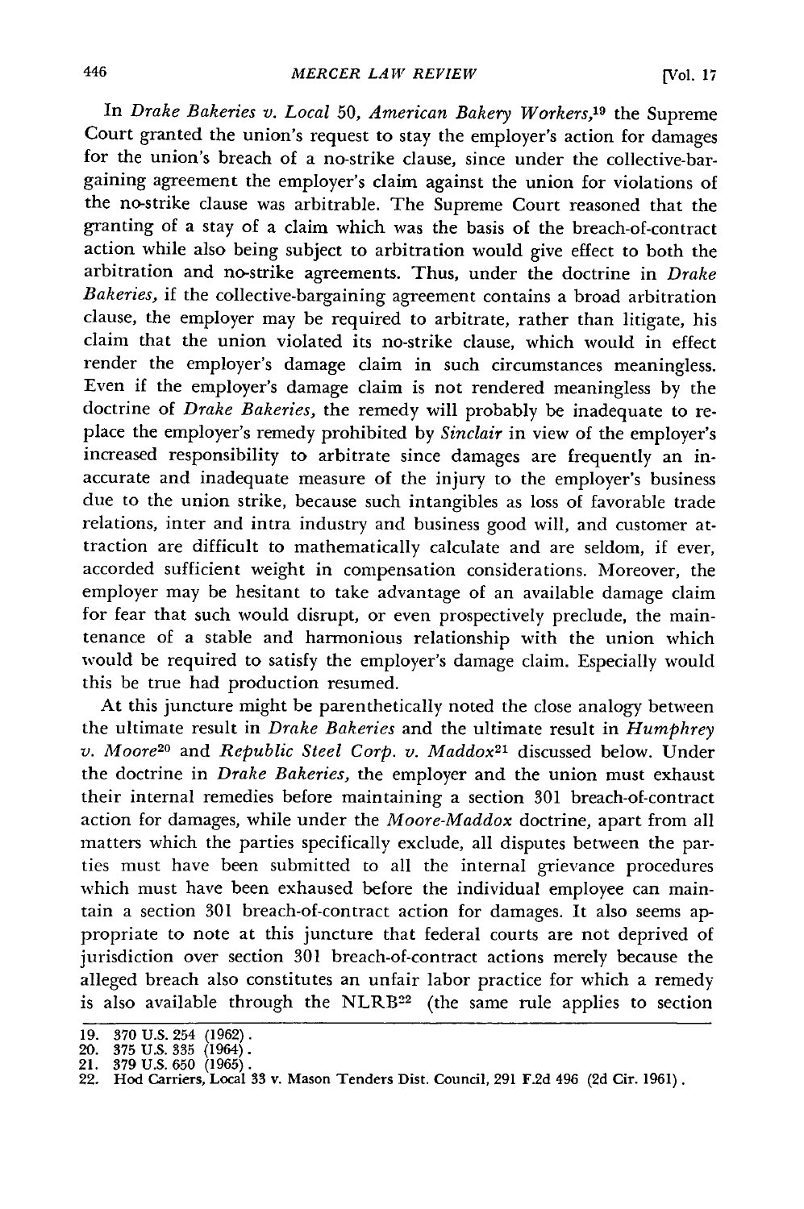In *Drake Bakeries v. Local 50, American Bakery Workers*,[19] the Supreme Court granted the union's request to stay the employer's action for damages for the union's breach of a no-strike clause, since under the collective-bargaining agreement the employer's claim against the union for violations of the no-strike clause was arbitrable. The Supreme Court reasoned that the granting of a stay of a claim which was the basis of the breach-of-contract action while also being subject to arbitration would give effect to both the arbitration and no-strike agreements. Thus, under the doctrine in *Drake Bakeries*, if the collective-bargaining agreement contains a broad arbitration clause, the employer may be required to arbitrate, rather than litigate, his claim that the union violated its no-strike clause, which would in effect render the employer's damage claim in such circumstances meaningless. Even if the employer's damage claim is not rendered meaningless by the doctrine of *Drake Bakeries*, the remedy will probably be inadequate to replace the employer's remedy prohibited by *Sinclair* in view of the employer's increased responsibility to arbitrate since damages are frequently an inaccurate and inadequate measure of the injury to the employer's business due to the union strike, because such intangibles as loss of favorable trade relations, inter and intra industry and business good will, and customer attraction are difficult to mathematically calculate and are seldom, if ever, accorded sufficient weight in compensation considerations. Moreover, the employer may be hesitant to take advantage of an available damage claim for fear that such would disrupt, or even prospectively preclude, the maintenance of a stable and harmonious relationship with the union which would be required to satisfy the employer's damage claim. Especially would this be true had production resumed.

At this juncture might be parenthetically noted the close analogy between the ultimate result in *Drake Bakeries* and the ultimate result in *Humphrey v. Moore*[20] and *Republic Steel Corp. v. Maddox*[21] discussed below. Under the doctrine in *Drake Bakeries*, the employer and the union must exhaust their internal remedies before maintaining a section 301 breach-of-contract action for damages, while under the *Moore-Maddox* doctrine, apart from all matters which the parties specifically exclude, all disputes between the parties must have been submitted to all the internal grievance procedures which must have been exhausted before the individual employee can maintain a section 301 breach-of-contract action for damages. It also seems appropriate to note at this juncture that federal courts are not deprived of jurisdiction over section 301 breach-of-contract actions merely because the alleged breach also constitutes an unfair labor practice for which a remedy is also available through the NLRB[22] (the same rule applies to section

19. 370 U.S. 254 (1962).
20. 375 U.S. 335 (1964).
21. 379 U.S. 650 (1965).
22. Hod Carriers, Local 33 v. Mason Tenders Dist. Council, 291 F.2d 496 (2d Cir. 1961).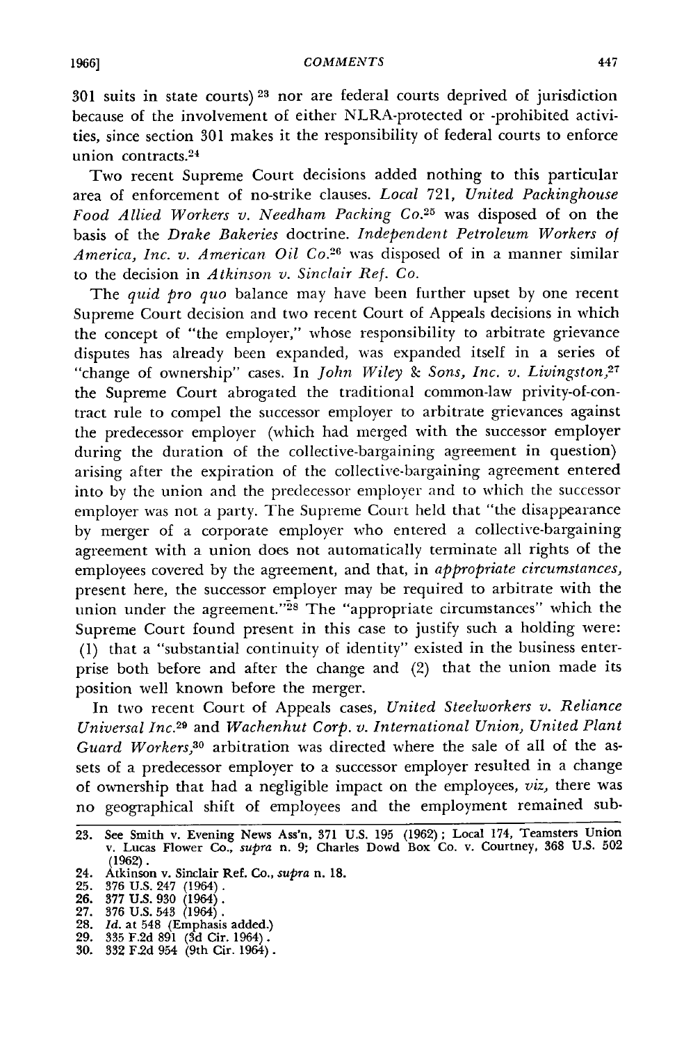301 suits in state courts)[23] nor are federal courts deprived of jurisdiction because of the involvement of either NLRA-protected or -prohibited activities, since section 301 makes it the responsibility of federal courts to enforce union contracts.[24]

Two recent Supreme Court decisions added nothing to this particular area of enforcement of no-strike clauses. *Local 721, United Packinghouse Food Allied Workers v. Needham Packing Co.*[25] was disposed of on the basis of the *Drake Bakeries* doctrine. *Independent Petroleum Workers of America, Inc. v. American Oil Co.*[26] was disposed of in a manner similar to the decision in *Atkinson v. Sinclair Ref. Co.*

The *quid pro quo* balance may have been further upset by one recent Supreme Court decision and two recent Court of Appeals decisions in which the concept of "the employer," whose responsibility to arbitrate grievance disputes has already been expanded, was expanded itself in a series of "change of ownership" cases. In *John Wiley & Sons, Inc. v. Livingston*,[27] the Supreme Court abrogated the traditional common-law privity-of-contract rule to compel the successor employer to arbitrate grievances against the predecessor employer (which had merged with the successor employer during the duration of the collective-bargaining agreement in question) arising after the expiration of the collective-bargaining agreement entered into by the union and the predecessor employer and to which the successor employer was not a party. The Supreme Court held that "the disappearance by merger of a corporate employer who entered a collective-bargaining agreement with a union does not automatically terminate all rights of the employees covered by the agreement, and that, in *appropriate circumstances*, present here, the successor employer may be required to arbitrate with the union under the agreement."[28] The "appropriate circumstances" which the Supreme Court found present in this case to justify such a holding were: (1) that a "substantial continuity of identity" existed in the business enterprise both before and after the change and (2) that the union made its position well known before the merger.

In two recent Court of Appeals cases, *United Steelworkers v. Reliance Universal Inc.*[29] and *Wachenhut Corp. v. International Union, United Plant Guard Workers*,[30] arbitration was directed where the sale of all of the assets of a predecessor employer to a successor employer resulted in a change of ownership that had a negligible impact on the employees, *viz*, there was no geographical shift of employees and the employment remained sub-

---

23. See Smith v. Evening News Ass'n, 371 U.S. 195 (1962); Local 174, Teamsters Union v. Lucas Flower Co., *supra* n. 9; Charles Dowd Box Co. v. Courtney, 368 U.S. 502 (1962).
24. Atkinson v. Sinclair Ref. Co., *supra* n. 18.
25. 376 U.S. 247 (1964).
26. 377 U.S. 930 (1964).
27. 376 U.S. 543 (1964).
28. *Id.* at 548 (Emphasis added.)
29. 335 F.2d 891 (3d Cir. 1964).
30. 332 F.2d 954 (9th Cir. 1964).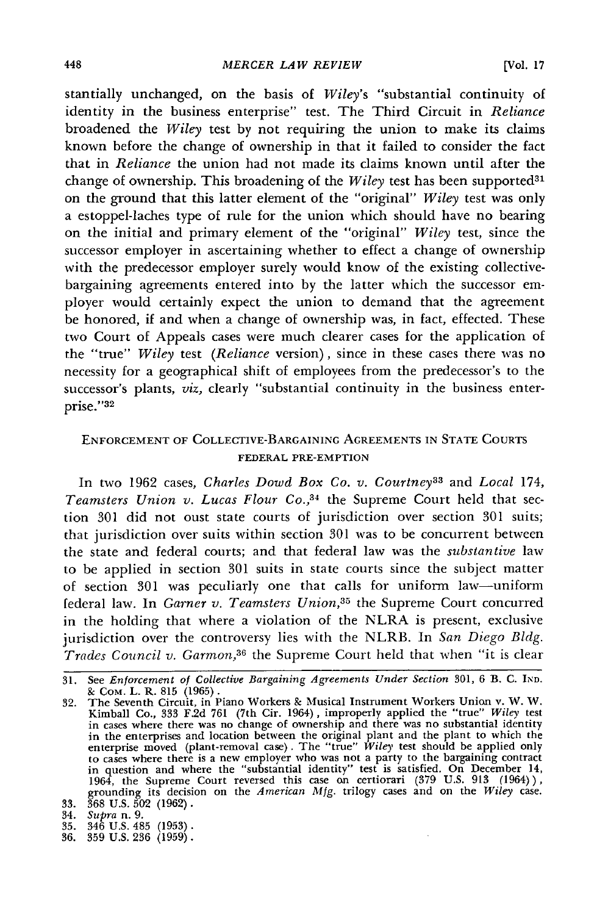stantially unchanged, on the basis of *Wiley*'s "substantial continuity of identity in the business enterprise" test. The Third Circuit in *Reliance* broadened the *Wiley* test by not requiring the union to make its claims known before the change of ownership in that it failed to consider the fact that in *Reliance* the union had not made its claims known until after the change of ownership. This broadening of the *Wiley* test has been supported[31] on the ground that this latter element of the "original" *Wiley* test was only a estoppel-laches type of rule for the union which should have no bearing on the initial and primary element of the "original" *Wiley* test, since the successor employer in ascertaining whether to effect a change of ownership with the predecessor employer surely would know of the existing collective-bargaining agreements entered into by the latter which the successor employer would certainly expect the union to demand that the agreement be honored, if and when a change of ownership was, in fact, effected. These two Court of Appeals cases were much clearer cases for the application of the "true" *Wiley* test (*Reliance* version), since in these cases there was no necessity for a geographical shift of employees from the predecessor's to the successor's plants, *viz*, clearly "substantial continuity in the business enterprise."[32]

## ENFORCEMENT OF COLLECTIVE-BARGAINING AGREEMENTS IN STATE COURTS

### FEDERAL PRE-EMPTION

In two 1962 cases, *Charles Dowd Box Co. v. Courtney*[33] and *Local 174, Teamsters Union v. Lucas Flour Co.*,[34] the Supreme Court held that section 301 did not oust state courts of jurisdiction over section 301 suits; that jurisdiction over suits within section 301 was to be concurrent between the state and federal courts; and that federal law was the *substantive* law to be applied in section 301 suits in state courts since the subject matter of section 301 was peculiarly one that calls for uniform law—uniform federal law. In *Garner v. Teamsters Union*,[35] the Supreme Court concurred in the holding that where a violation of the NLRA is present, exclusive jurisdiction over the controversy lies with the NLRB. In *San Diego Bldg. Trades Council v. Garmon*,[36] the Supreme Court held that when "it is clear

---

31. See *Enforcement of Collective Bargaining Agreements Under Section* 301, 6 B. C. IND. & COM. L. R. 815 (1965).
32. The Seventh Circuit, in Piano Workers & Musical Instrument Workers Union v. W. W. Kimball Co., 333 F.2d 761 (7th Cir. 1964), improperly applied the "true" *Wiley* test in cases where there was no change of ownership and there was no substantial identity in the enterprises and location between the original plant and the plant to which the enterprise moved (plant-removal case). The "true" *Wiley* test should be applied only to cases where there is a new employer who was not a party to the bargaining contract in question and where the "substantial identity" test is satisfied. On December 14, 1964, the Supreme Court reversed this case on certiorari (379 U.S. 913 (1964)), grounding its decision on the *American Mfg.* trilogy cases and on the *Wiley* case.
33. 368 U.S. 502 (1962).
34. *Supra* n. 9.
35. 346 U.S. 485 (1953).
36. 359 U.S. 236 (1959).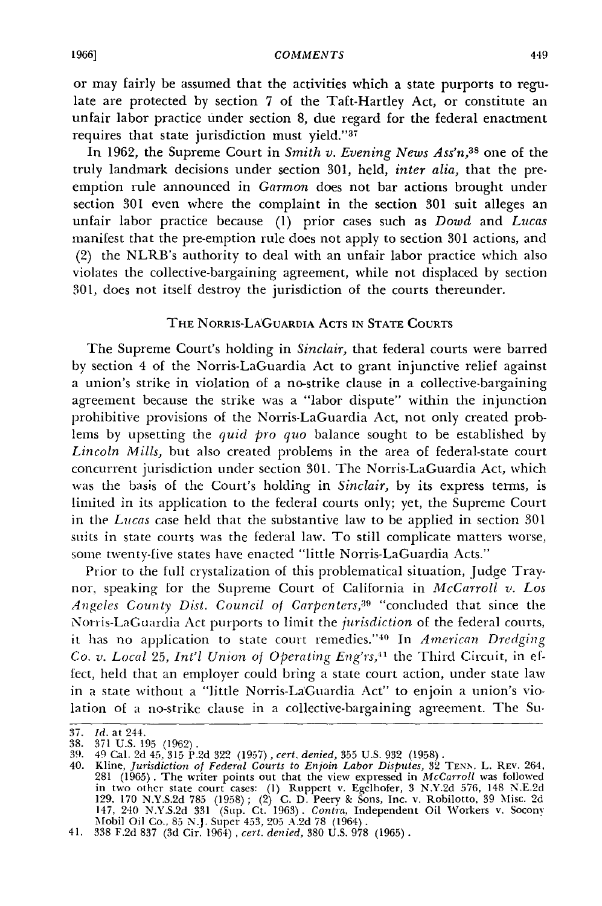or may fairly be assumed that the activities which a state purports to regulate are protected by section 7 of the Taft-Hartley Act, or constitute an unfair labor practice under section 8, due regard for the federal enactment requires that state jurisdiction must yield."[37]

In 1962, the Supreme Court in *Smith v. Evening News Ass'n*,[38] one of the truly landmark decisions under section 301, held, *inter alia*, that the pre-emption rule announced in *Garmon* does not bar actions brought under section 301 even where the complaint in the section 301 suit alleges an unfair labor practice because (1) prior cases such as *Dowd* and *Lucas* manifest that the pre-emption rule does not apply to section 301 actions, and (2) the NLRB's authority to deal with an unfair labor practice which also violates the collective-bargaining agreement, while not displaced by section 301, does not itself destroy the jurisdiction of the courts thereunder.

### THE NORRIS-LAGUARDIA ACTS IN STATE COURTS

The Supreme Court's holding in *Sinclair*, that federal courts were barred by section 4 of the Norris-LaGuardia Act to grant injunctive relief against a union's strike in violation of a no-strike clause in a collective-bargaining agreement because the strike was a "labor dispute" within the injunction prohibitive provisions of the Norris-LaGuardia Act, not only created problems by upsetting the *quid pro quo* balance sought to be established by *Lincoln Mills*, but also created problems in the area of federal-state court concurrent jurisdiction under section 301. The Norris-LaGuardia Act, which was the basis of the Court's holding in *Sinclair*, by its express terms, is limited in its application to the federal courts only; yet, the Supreme Court in the *Lucas* case held that the substantive law to be applied in section 301 suits in state courts was the federal law. To still complicate matters worse, some twenty-five states have enacted "little Norris-LaGuardia Acts."

Prior to the full crystalization of this problematical situation, Judge Traynor, speaking for the Supreme Court of California in *McCarroll v. Los Angeles County Dist. Council of Carpenters*,[39] "concluded that since the Norris-LaGuardia Act purports to limit the *jurisdiction* of the federal courts, it has no application to state court remedies."[40] In *American Dredging Co. v. Local 25, Int'l Union of Operating Eng'rs*,[41] the Third Circuit, in effect, held that an employer could bring a state court action, under state law in a state without a "little Norris-LaGuardia Act" to enjoin a union's violation of a no-strike clause in a collective-bargaining agreement. The Su-

---

37. *Id.* at 244.
38. 371 U.S. 195 (1962).
39. 49 Cal. 2d 45, 315 P.2d 322 (1957), *cert. denied*, 355 U.S. 932 (1958).
40. Kline, *Jurisdiction of Federal Courts to Enjoin Labor Disputes*, 32 TENN. L. REV. 264, 281 (1965). The writer points out that the view expressed in *McCarroll* was followed in two other state court cases: (1) Ruppert v. Egelhofer, 3 N.Y.2d 576, 148 N.E.2d 129, 170 N.Y.S.2d 785 (1958); (2) C. D. Peery & Sons, Inc. v. Robilotto, 39 Misc. 2d 147, 240 N.Y.S.2d 331 (Sup. Ct. 1963). *Contra*, Independent Oil Workers v. Socony Mobil Oil Co., 85 N.J. Super 453, 205 A.2d 78 (1964).
41. 338 F.2d 837 (3d Cir. 1964), *cert. denied*, 380 U.S. 978 (1965).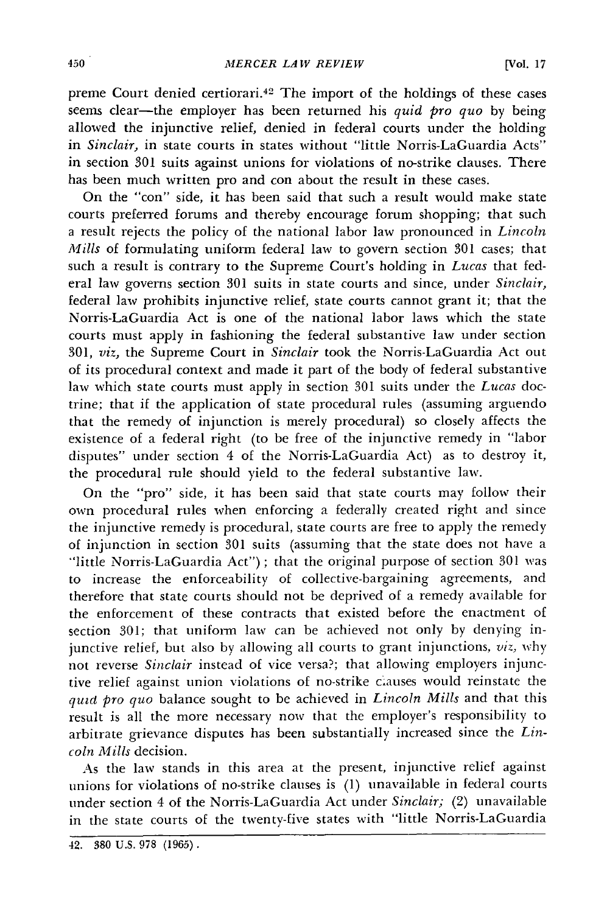preme Court denied certiorari.[42] The import of the holdings of these cases seems clear—the employer has been returned his *quid pro quo* by being allowed the injunctive relief, denied in federal courts under the holding in *Sinclair*, in state courts in states without "little Norris-LaGuardia Acts" in section 301 suits against unions for violations of no-strike clauses. There has been much written pro and con about the result in these cases.

On the "con" side, it has been said that such a result would make state courts preferred forums and thereby encourage forum shopping; that such a result rejects the policy of the national labor law pronounced in *Lincoln Mills* of formulating uniform federal law to govern section 301 cases; that such a result is contrary to the Supreme Court's holding in *Lucas* that federal law governs section 301 suits in state courts and since, under *Sinclair*, federal law prohibits injunctive relief, state courts cannot grant it; that the Norris-LaGuardia Act is one of the national labor laws which the state courts must apply in fashioning the federal substantive law under section 301, *viz*, the Supreme Court in *Sinclair* took the Norris-LaGuardia Act out of its procedural context and made it part of the body of federal substantive law which state courts must apply in section 301 suits under the *Lucas* doctrine; that if the application of state procedural rules (assuming arguendo that the remedy of injunction is merely procedural) so closely affects the existence of a federal right (to be free of the injunctive remedy in "labor disputes" under section 4 of the Norris-LaGuardia Act) as to destroy it, the procedural rule should yield to the federal substantive law.

On the "pro" side, it has been said that state courts may follow their own procedural rules when enforcing a federally created right and since the injunctive remedy is procedural, state courts are free to apply the remedy of injunction in section 301 suits (assuming that the state does not have a "little Norris-LaGuardia Act"); that the original purpose of section 301 was to increase the enforceability of collective-bargaining agreements, and therefore that state courts should not be deprived of a remedy available for the enforcement of these contracts that existed before the enactment of section 301; that uniform law can be achieved not only by denying injunctive relief, but also by allowing all courts to grant injunctions, *viz*, why not reverse *Sinclair* instead of vice versa?; that allowing employers injunctive relief against union violations of no-strike clauses would reinstate the *quid pro quo* balance sought to be achieved in *Lincoln Mills* and that this result is all the more necessary now that the employer's responsibility to arbitrate grievance disputes has been substantially increased since the *Lincoln Mills* decision.

As the law stands in this area at the present, injunctive relief against unions for violations of no-strike clauses is (1) unavailable in federal courts under section 4 of the Norris-LaGuardia Act under *Sinclair*; (2) unavailable in the state courts of the twenty-five states with "little Norris-LaGuardia

42. 380 U.S. 978 (1965).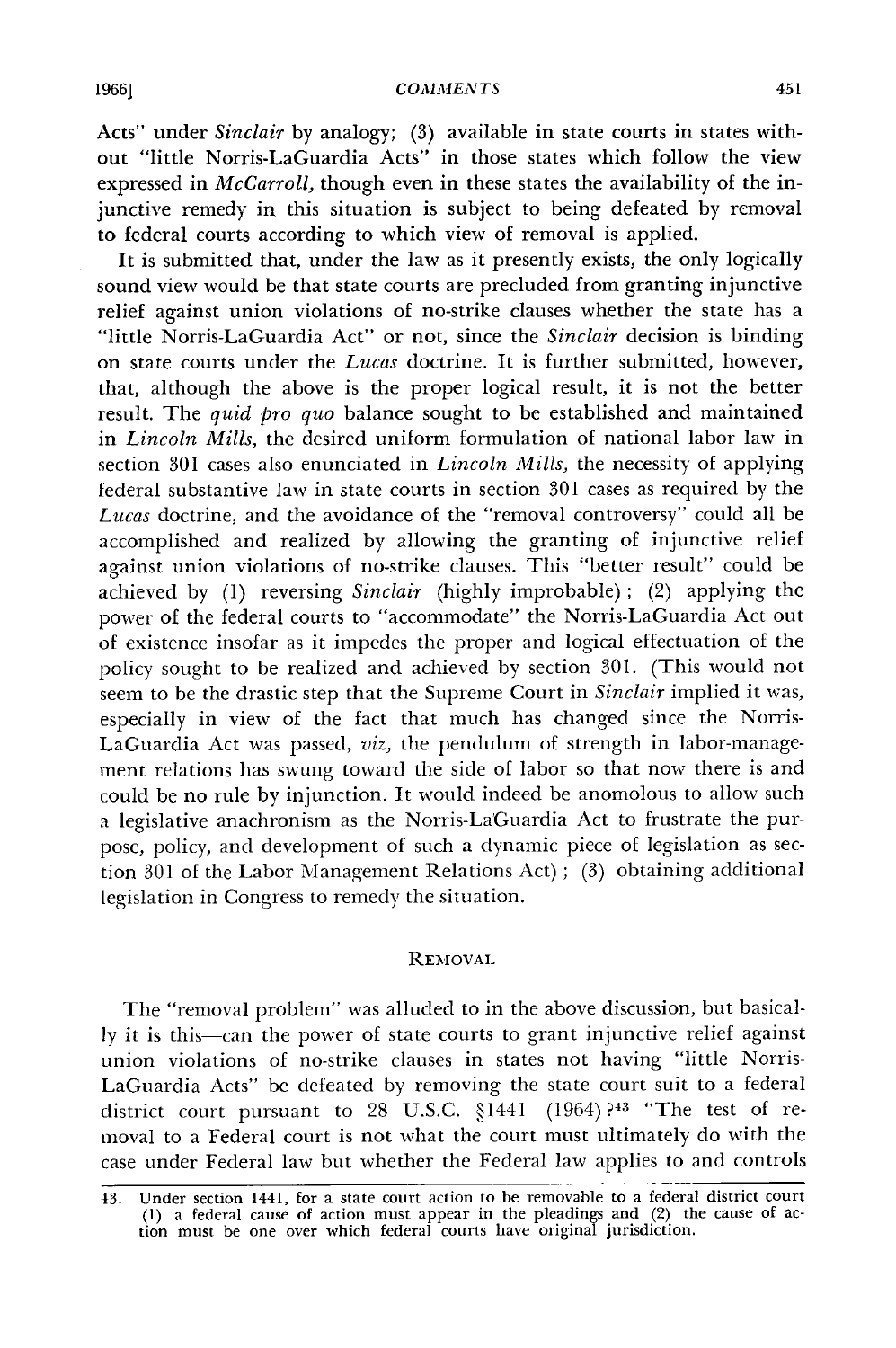Acts" under *Sinclair* by analogy; (3) available in state courts in states without "little Norris-LaGuardia Acts" in those states which follow the view expressed in *McCarroll,* though even in these states the availability of the injunctive remedy in this situation is subject to being defeated by removal to federal courts according to which view of removal is applied.

It is submitted that, under the law as it presently exists, the only logically sound view would be that state courts are precluded from granting injunctive relief against union violations of no-strike clauses whether the state has a "little Norris-LaGuardia Act" or not, since the *Sinclair* decision is binding on state courts under the *Lucas* doctrine. It is further submitted, however, that, although the above is the proper logical result, it is not the better result. The *quid pro quo* balance sought to be established and maintained in *Lincoln Mills,* the desired uniform formulation of national labor law in section 301 cases also enunciated in *Lincoln Mills,* the necessity of applying federal substantive law in state courts in section 301 cases as required by the *Lucas* doctrine, and the avoidance of the "removal controversy" could all be accomplished and realized by allowing the granting of injunctive relief against union violations of no-strike clauses. This "better result" could be achieved by (1) reversing *Sinclair* (highly improbable); (2) applying the power of the federal courts to "accommodate" the Norris-LaGuardia Act out of existence insofar as it impedes the proper and logical effectuation of the policy sought to be realized and achieved by section 301. (This would not seem to be the drastic step that the Supreme Court in *Sinclair* implied it was, especially in view of the fact that much has changed since the Norris-LaGuardia Act was passed, *viz,* the pendulum of strength in labor-management relations has swung toward the side of labor so that now there is and could be no rule by injunction. It would indeed be anomolous to allow such a legislative anachronism as the Norris-LaGuardia Act to frustrate the purpose, policy, and development of such a dynamic piece of legislation as section 301 of the Labor Management Relations Act); (3) obtaining additional legislation in Congress to remedy the situation.

## REMOVAL

The "removal problem" was alluded to in the above discussion, but basically it is this—can the power of state courts to grant injunctive relief against union violations of no-strike clauses in states not having "little Norris-LaGuardia Acts" be defeated by removing the state court suit to a federal district court pursuant to 28 U.S.C. §1441 (1964)?[43] "The test of removal to a Federal court is not what the court must ultimately do with the case under Federal law but whether the Federal law applies to and controls

---

43. Under section 1441, for a state court action to be removable to a federal district court (1) a federal cause of action must appear in the pleadings and (2) the cause of action must be one over which federal courts have original jurisdiction.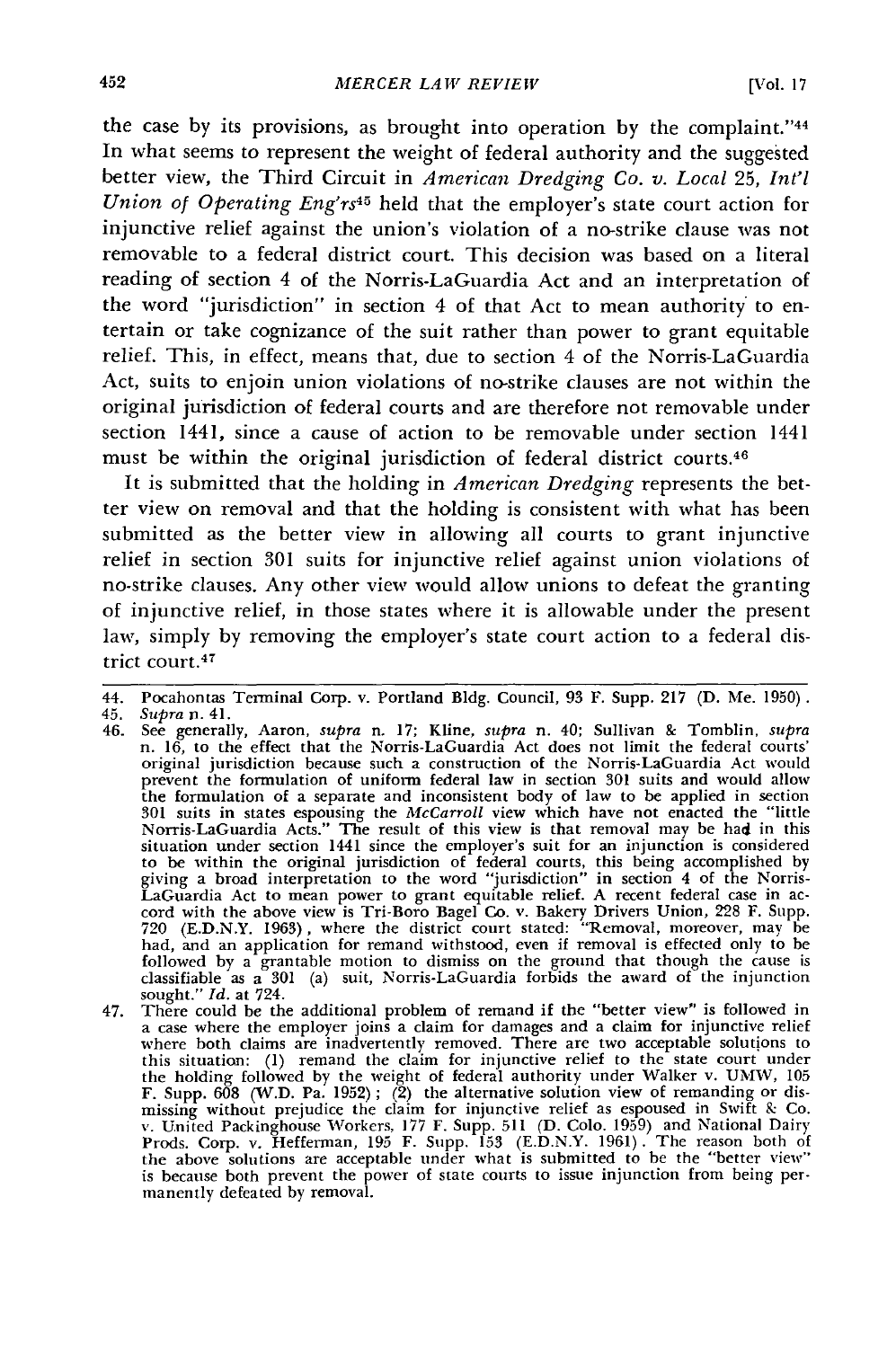the case by its provisions, as brought into operation by the complaint."[44] In what seems to represent the weight of federal authority and the suggested better view, the Third Circuit in *American Dredging Co. v. Local 25, Int'l Union of Operating Eng'rs*[45] held that the employer's state court action for injunctive relief against the union's violation of a no-strike clause was not removable to a federal district court. This decision was based on a literal reading of section 4 of the Norris-LaGuardia Act and an interpretation of the word "jurisdiction" in section 4 of that Act to mean authority to entertain or take cognizance of the suit rather than power to grant equitable relief. This, in effect, means that, due to section 4 of the Norris-LaGuardia Act, suits to enjoin union violations of no-strike clauses are not within the original jurisdiction of federal courts and are therefore not removable under section 1441, since a cause of action to be removable under section 1441 must be within the original jurisdiction of federal district courts.[46]

It is submitted that the holding in *American Dredging* represents the better view on removal and that the holding is consistent with what has been submitted as the better view in allowing all courts to grant injunctive relief in section 301 suits for injunctive relief against union violations of no-strike clauses. Any other view would allow unions to defeat the granting of injunctive relief, in those states where it is allowable under the present law, simply by removing the employer's state court action to a federal district court.[47]

---

44. Pocahontas Terminal Corp. v. Portland Bldg. Council, 93 F. Supp. 217 (D. Me. 1950).
45. *Supra* n. 41.
46. See generally, Aaron, *supra* n. 17; Kline, *supra* n. 40; Sullivan & Tomblin, *supra* n. 16, to the effect that the Norris-LaGuardia Act does not limit the federal courts' original jurisdiction because such a construction of the Norris-LaGuardia Act would prevent the formulation of uniform federal law in section 301 suits and would allow the formulation of a separate and inconsistent body of law to be applied in section 301 suits in states espousing the *McCarroll* view which have not enacted the "little Norris-LaGuardia Acts." The result of this view is that removal may be had in this situation under section 1441 since the employer's suit for an injunction is considered to be within the original jurisdiction of federal courts, this being accomplished by giving a broad interpretation to the word "jurisdiction" in section 4 of the Norris-LaGuardia Act to mean power to grant equitable relief. A recent federal case in accord with the above view is Tri-Boro Bagel Co. v. Bakery Drivers Union, 228 F. Supp. 720 (E.D.N.Y. 1963), where the district court stated: "Removal, moreover, may be had, and an application for remand withstood, even if removal is effected only to be followed by a grantable motion to dismiss on the ground that though the cause is classifiable as a 301 (a) suit, Norris-LaGuardia forbids the award of the injunction sought." *Id.* at 724.
47. There could be the additional problem of remand if the "better view" is followed in a case where the employer joins a claim for damages and a claim for injunctive relief where both claims are inadvertently removed. There are two acceptable solutions to this situation: (1) remand the claim for injunctive relief to the state court under the holding followed by the weight of federal authority under Walker v. UMW, 105 F. Supp. 608 (W.D. Pa. 1952); (2) the alternative solution view of remanding or dismissing without prejudice the claim for injunctive relief as espoused in Swift & Co. v. United Packinghouse Workers, 177 F. Supp. 511 (D. Colo. 1959) and National Dairy Prods. Corp. v. Hefferman, 195 F. Supp. 153 (E.D.N.Y. 1961). The reason both of the above solutions are acceptable under what is submitted to be the "better view" is because both prevent the power of state courts to issue injunction from being permanently defeated by removal.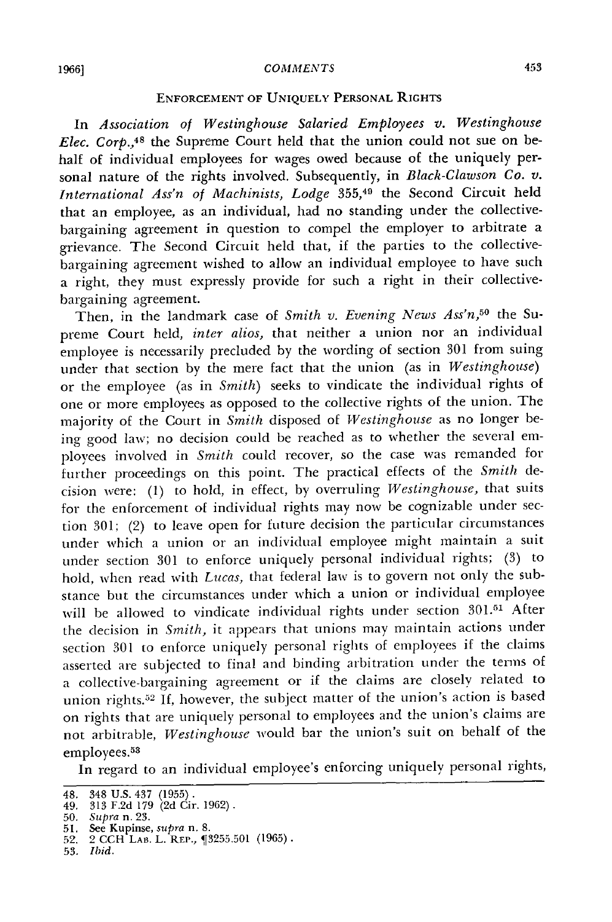### ENFORCEMENT OF UNIQUELY PERSONAL RIGHTS

In *Association of Westinghouse Salaried Employees v. Westinghouse Elec. Corp.*,[48] the Supreme Court held that the union could not sue on behalf of individual employees for wages owed because of the uniquely personal nature of the rights involved. Subsequently, in *Black-Clawson Co. v. International Ass'n of Machinists, Lodge* 355,[49] the Second Circuit held that an employee, as an individual, had no standing under the collective-bargaining agreement in question to compel the employer to arbitrate a grievance. The Second Circuit held that, if the parties to the collective-bargaining agreement wished to allow an individual employee to have such a right, they must expressly provide for such a right in their collective-bargaining agreement.

Then, in the landmark case of *Smith v. Evening News Ass'n*,[50] the Supreme Court held, *inter alios*, that neither a union nor an individual employee is necessarily precluded by the wording of section 301 from suing under that section by the mere fact that the union (as in *Westinghouse*) or the employee (as in *Smith*) seeks to vindicate the individual rights of one or more employees as opposed to the collective rights of the union. The majority of the Court in *Smith* disposed of *Westinghouse* as no longer being good law; no decision could be reached as to whether the several employees involved in *Smith* could recover, so the case was remanded for further proceedings on this point. The practical effects of the *Smith* decision were: (1) to hold, in effect, by overruling *Westinghouse*, that suits for the enforcement of individual rights may now be cognizable under section 301; (2) to leave open for future decision the particular circumstances under which a union or an individual employee might maintain a suit under section 301 to enforce uniquely personal individual rights; (3) to hold, when read with *Lucas*, that federal law is to govern not only the substance but the circumstances under which a union or individual employee will be allowed to vindicate individual rights under section 301.[51] After the decision in *Smith*, it appears that unions may maintain actions under section 301 to enforce uniquely personal rights of employees if the claims asserted are subjected to final and binding arbitration under the terms of a collective-bargaining agreement or if the claims are closely related to union rights.[52] If, however, the subject matter of the union's action is based on rights that are uniquely personal to employees and the union's claims are not arbitrable, *Westinghouse* would bar the union's suit on behalf of the employees.[53]

In regard to an individual employee's enforcing uniquely personal rights,

---

48. 348 U.S. 437 (1955).
49. 313 F.2d 179 (2d Cir. 1962).
50. *Supra* n. 23.
51. See Kupinse, *supra* n. 8.
52. 2 CCH LAB. L. REP., ¶3255.501 (1965).
53. *Ibid.*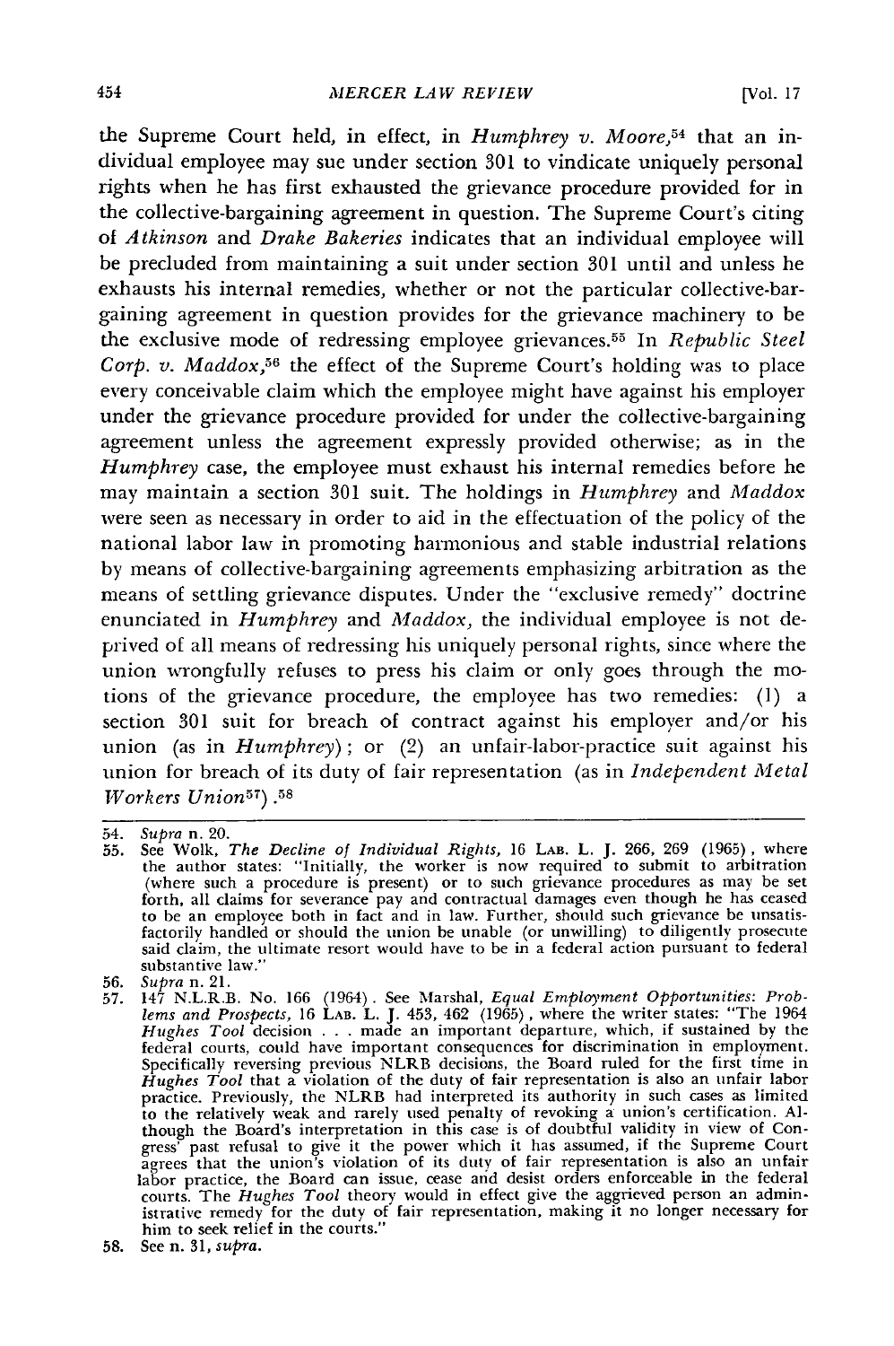the Supreme Court held, in effect, in *Humphrey v. Moore*,[54] that an individual employee may sue under section 301 to vindicate uniquely personal rights when he has first exhausted the grievance procedure provided for in the collective-bargaining agreement in question. The Supreme Court's citing of *Atkinson* and *Drake Bakeries* indicates that an individual employee will be precluded from maintaining a suit under section 301 until and unless he exhausts his internal remedies, whether or not the particular collective-bargaining agreement in question provides for the grievance machinery to be the exclusive mode of redressing employee grievances.[55] In *Republic Steel Corp. v. Maddox*,[56] the effect of the Supreme Court's holding was to place every conceivable claim which the employee might have against his employer under the grievance procedure provided for under the collective-bargaining agreement unless the agreement expressly provided otherwise; as in the *Humphrey* case, the employee must exhaust his internal remedies before he may maintain a section 301 suit. The holdings in *Humphrey* and *Maddox* were seen as necessary in order to aid in the effectuation of the policy of the national labor law in promoting harmonious and stable industrial relations by means of collective-bargaining agreements emphasizing arbitration as the means of settling grievance disputes. Under the "exclusive remedy" doctrine enunciated in *Humphrey* and *Maddox*, the individual employee is not deprived of all means of redressing his uniquely personal rights, since where the union wrongfully refuses to press his claim or only goes through the motions of the grievance procedure, the employee has two remedies: (1) a section 301 suit for breach of contract against his employer and/or his union (as in *Humphrey*); or (2) an unfair-labor-practice suit against his union for breach of its duty of fair representation (as in *Independent Metal Workers Union*[57]).[58]

---

54. *Supra* n. 20.
55. See Wolk, *The Decline of Individual Rights*, 16 LAB. L. J. 266, 269 (1965), where the author states: "Initially, the worker is now required to submit to arbitration (where such a procedure is present) or to such grievance procedures as may be set forth, all claims for severance pay and contractual damages even though he has ceased to be an employee both in fact and in law. Further, should such grievance be unsatisfactorily handled or should the union be unable (or unwilling) to diligently prosecute said claim, the ultimate resort would have to be in a federal action pursuant to federal substantive law."
56. *Supra* n. 21.
57. 147 N.L.R.B. No. 166 (1964). See Marshal, *Equal Employment Opportunities: Problems and Prospects*, 16 LAB. L. J. 453, 462 (1965), where the writer states: "The 1964 *Hughes Tool* decision . . . made an important departure, which, if sustained by the federal courts, could have important consequences for discrimination in employment. Specifically reversing previous NLRB decisions, the Board ruled for the first time in *Hughes Tool* that a violation of the duty of fair representation is also an unfair labor practice. Previously, the NLRB had interpreted its authority in such cases as limited to the relatively weak and rarely used penalty of revoking a union's certification. Although the Board's interpretation in this case is of doubtful validity in view of Congress' past refusal to give it the power which it has assumed, if the Supreme Court agrees that the union's violation of its duty of fair representation is also an unfair labor practice, the Board can issue, cease and desist orders enforceable in the federal courts. The *Hughes Tool* theory would in effect give the aggrieved person an administrative remedy for the duty of fair representation, making it no longer necessary for him to seek relief in the courts."
58. See n. 31, *supra*.